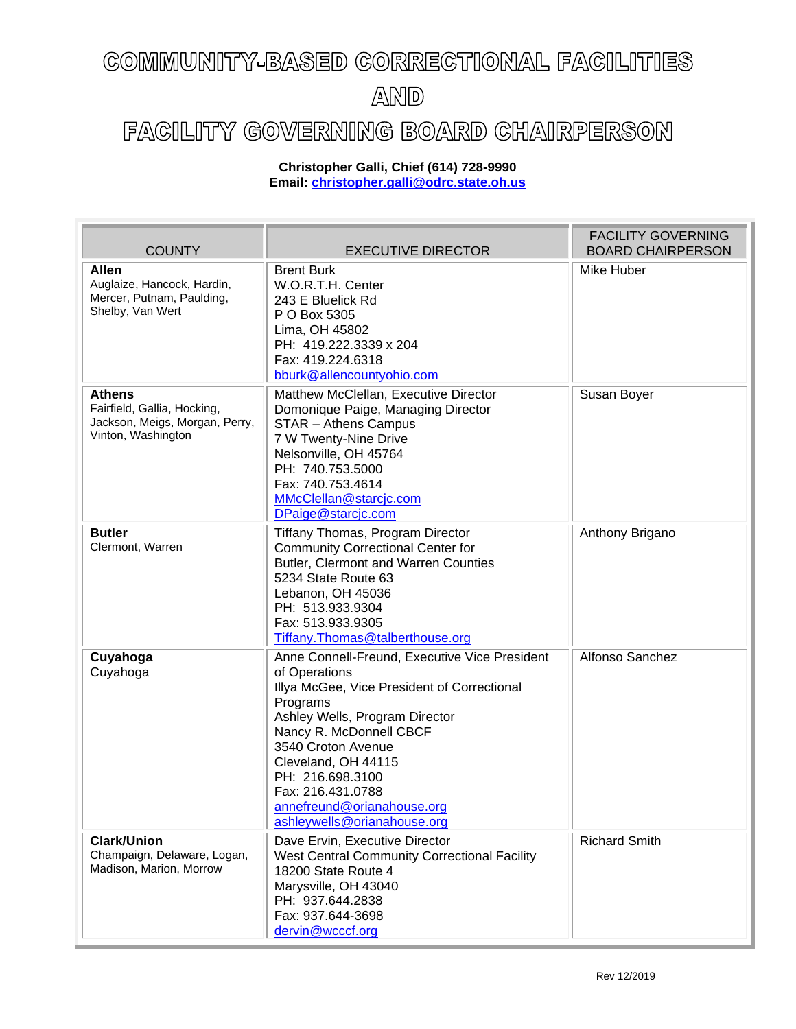# COMMUNITY-BASED CORRECTIONAL FACILITIES AND FACILITY GOVERNING BOARD CHAIRPERSON

**Christopher Galli, Chief (614) 728-9990**
**Email: christopher.galli@odrc.state.oh.us**

| COUNTY | EXECUTIVE DIRECTOR | FACILITY GOVERNING BOARD CHAIRPERSON |
|---|---|---|
| **Allen**<br>Auglaize, Hancock, Hardin, Mercer, Putnam, Paulding, Shelby, Van Wert | Brent Burk<br>W.O.R.T.H. Center<br>243 E Bluelick Rd<br>P O Box 5305<br>Lima, OH 45802<br>PH: 419.222.3339 x 204<br>Fax: 419.224.6318<br>bburk@allencountyohio.com | Mike Huber |
| **Athens**<br>Fairfield, Gallia, Hocking, Jackson, Meigs, Morgan, Perry, Vinton, Washington | Matthew McClellan, Executive Director<br>Domonique Paige, Managing Director<br>STAR – Athens Campus<br>7 W Twenty-Nine Drive<br>Nelsonville, OH 45764<br>PH: 740.753.5000<br>Fax: 740.753.4614<br>MMcClellan@starcjc.com<br>DPaige@starcjc.com | Susan Boyer |
| **Butler**<br>Clermont, Warren | Tiffany Thomas, Program Director<br>Community Correctional Center for Butler, Clermont and Warren Counties<br>5234 State Route 63<br>Lebanon, OH 45036<br>PH: 513.933.9304<br>Fax: 513.933.9305<br>Tiffany.Thomas@talberthouse.org | Anthony Brigano |
| **Cuyahoga**<br>Cuyahoga | Anne Connell-Freund, Executive Vice President of Operations<br>Illya McGee, Vice President of Correctional Programs<br>Ashley Wells, Program Director<br>Nancy R. McDonnell CBCF<br>3540 Croton Avenue<br>Cleveland, OH 44115<br>PH: 216.698.3100<br>Fax: 216.431.0788<br>annefreund@orianahouse.org<br>ashleywells@orianahouse.org | Alfonso Sanchez |
| **Clark/Union**<br>Champaign, Delaware, Logan, Madison, Marion, Morrow | Dave Ervin, Executive Director<br>West Central Community Correctional Facility<br>18200 State Route 4<br>Marysville, OH 43040<br>PH: 937.644.2838<br>Fax: 937.644-3698<br>dervin@wcccf.org | Richard Smith |

Rev 12/2019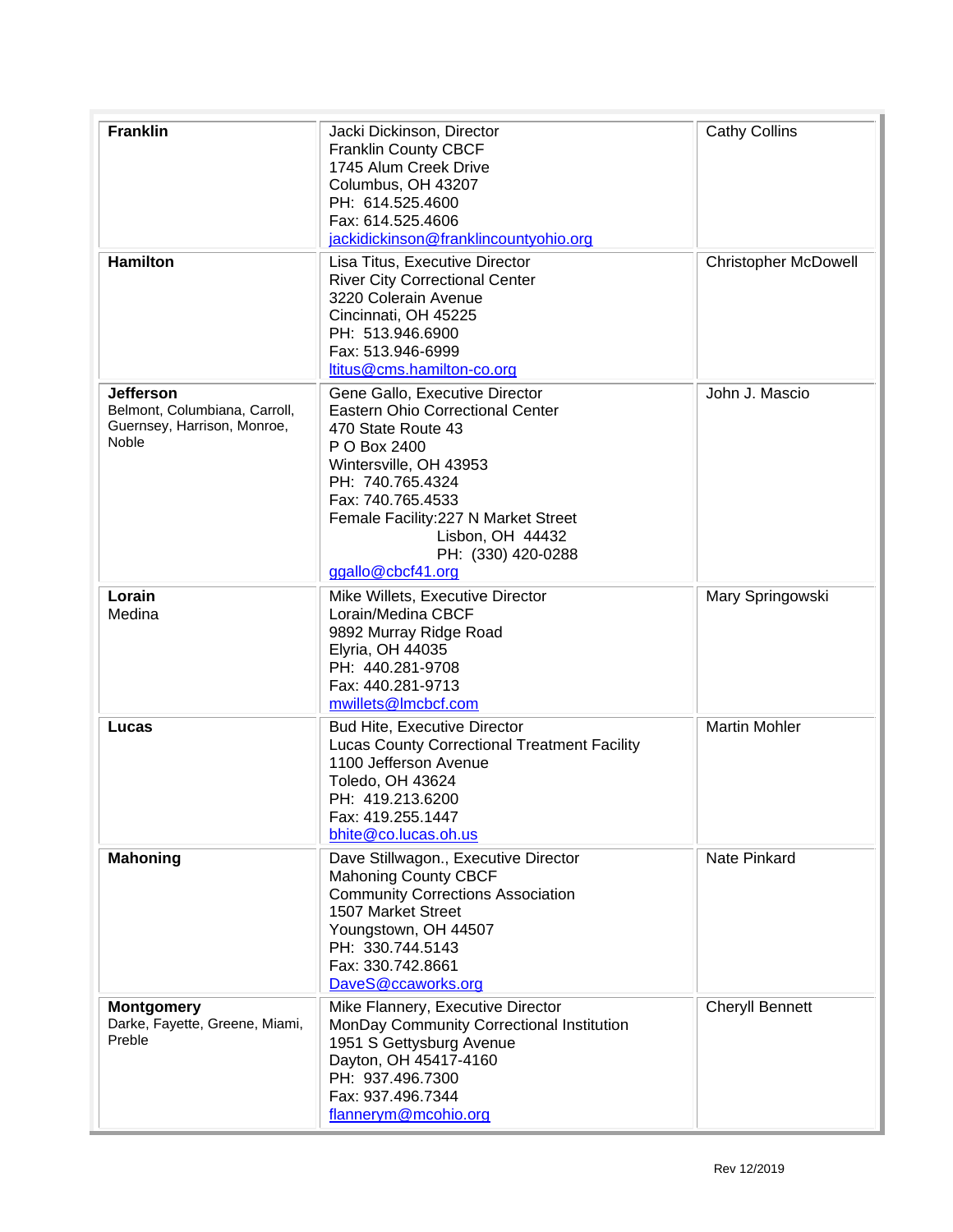| | | |
|---|---|---|
| **Franklin** | Jacki Dickinson, Director<br>Franklin County CBCF<br>1745 Alum Creek Drive<br>Columbus, OH 43207<br>PH: 614.525.4600<br>Fax: 614.525.4606<br>jackidickinson@franklincountyohio.org | Cathy Collins |
| **Hamilton** | Lisa Titus, Executive Director<br>River City Correctional Center<br>3220 Colerain Avenue<br>Cincinnati, OH 45225<br>PH: 513.946.6900<br>Fax: 513.946-6999<br>ltitus@cms.hamilton-co.org | Christopher McDowell |
| **Jefferson**<br>Belmont, Columbiana, Carroll, Guernsey, Harrison, Monroe, Noble | Gene Gallo, Executive Director<br>Eastern Ohio Correctional Center<br>470 State Route 43<br>P O Box 2400<br>Wintersville, OH 43953<br>PH: 740.765.4324<br>Fax: 740.765.4533<br>Female Facility:227 N Market Street<br>Lisbon, OH 44432<br>PH: (330) 420-0288<br>ggallo@cbcf41.org | John J. Mascio |
| **Lorain**<br>Medina | Mike Willets, Executive Director<br>Lorain/Medina CBCF<br>9892 Murray Ridge Road<br>Elyria, OH 44035<br>PH: 440.281-9708<br>Fax: 440.281-9713<br>mwillets@lmcbcf.com | Mary Springowski |
| **Lucas** | Bud Hite, Executive Director<br>Lucas County Correctional Treatment Facility<br>1100 Jefferson Avenue<br>Toledo, OH 43624<br>PH: 419.213.6200<br>Fax: 419.255.1447<br>bhite@co.lucas.oh.us | Martin Mohler |
| **Mahoning** | Dave Stillwagon., Executive Director<br>Mahoning County CBCF<br>Community Corrections Association<br>1507 Market Street<br>Youngstown, OH 44507<br>PH: 330.744.5143<br>Fax: 330.742.8661<br>DaveS@ccaworks.org | Nate Pinkard |
| **Montgomery**<br>Darke, Fayette, Greene, Miami, Preble | Mike Flannery, Executive Director<br>MonDay Community Correctional Institution<br>1951 S Gettysburg Avenue<br>Dayton, OH 45417-4160<br>PH: 937.496.7300<br>Fax: 937.496.7344<br>flannerym@mcohio.org | Cheryll Bennett |

Rev 12/2019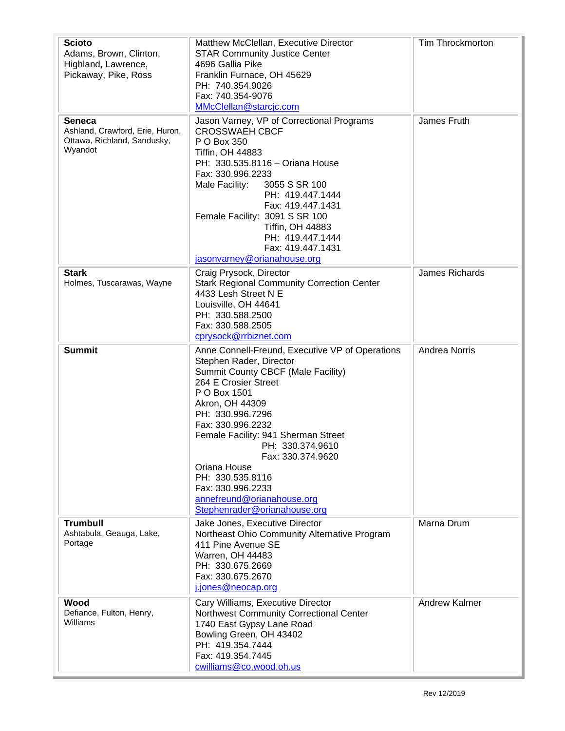| | | |
|---|---|---|
| **Scioto**<br>Adams, Brown, Clinton, Highland, Lawrence, Pickaway, Pike, Ross | Matthew McClellan, Executive Director<br>STAR Community Justice Center<br>4696 Gallia Pike<br>Franklin Furnace, OH 45629<br>PH: 740.354.9026<br>Fax: 740.354-9076<br>MMcClellan@starcjc.com | Tim Throckmorton |
| **Seneca**<br>Ashland, Crawford, Erie, Huron, Ottawa, Richland, Sandusky, Wyandot | Jason Varney, VP of Correctional Programs<br>CROSSWAEH CBCF<br>P O Box 350<br>Tiffin, OH 44883<br>PH: 330.535.8116 – Oriana House<br>Fax: 330.996.2233<br>Male Facility: 3055 S SR 100<br>PH: 419.447.1444<br>Fax: 419.447.1431<br>Female Facility: 3091 S SR 100<br>Tiffin, OH 44883<br>PH: 419.447.1444<br>Fax: 419.447.1431<br>jasonvarney@orianahouse.org | James Fruth |
| **Stark**<br>Holmes, Tuscarawas, Wayne | Craig Prysock, Director<br>Stark Regional Community Correction Center<br>4433 Lesh Street N E<br>Louisville, OH 44641<br>PH: 330.588.2500<br>Fax: 330.588.2505<br>cprysock@rrbiznet.com | James Richards |
| **Summit** | Anne Connell-Freund, Executive VP of Operations<br>Stephen Rader, Director<br>Summit County CBCF (Male Facility)<br>264 E Crosier Street<br>P O Box 1501<br>Akron, OH 44309<br>PH: 330.996.7296<br>Fax: 330.996.2232<br>Female Facility: 941 Sherman Street<br>PH: 330.374.9610<br>Fax: 330.374.9620<br>Oriana House<br>PH: 330.535.8116<br>Fax: 330.996.2233<br>annefreund@orianahouse.org<br>Stephenrader@orianahouse.org | Andrea Norris |
| **Trumbull**<br>Ashtabula, Geauga, Lake, Portage | Jake Jones, Executive Director<br>Northeast Ohio Community Alternative Program<br>411 Pine Avenue SE<br>Warren, OH 44483<br>PH: 330.675.2669<br>Fax: 330.675.2670<br>j.jones@neocap.org | Marna Drum |
| **Wood**<br>Defiance, Fulton, Henry, Williams | Cary Williams, Executive Director<br>Northwest Community Correctional Center<br>1740 East Gypsy Lane Road<br>Bowling Green, OH 43402<br>PH: 419.354.7444<br>Fax: 419.354.7445<br>cwilliams@co.wood.oh.us | Andrew Kalmer |

Rev 12/2019